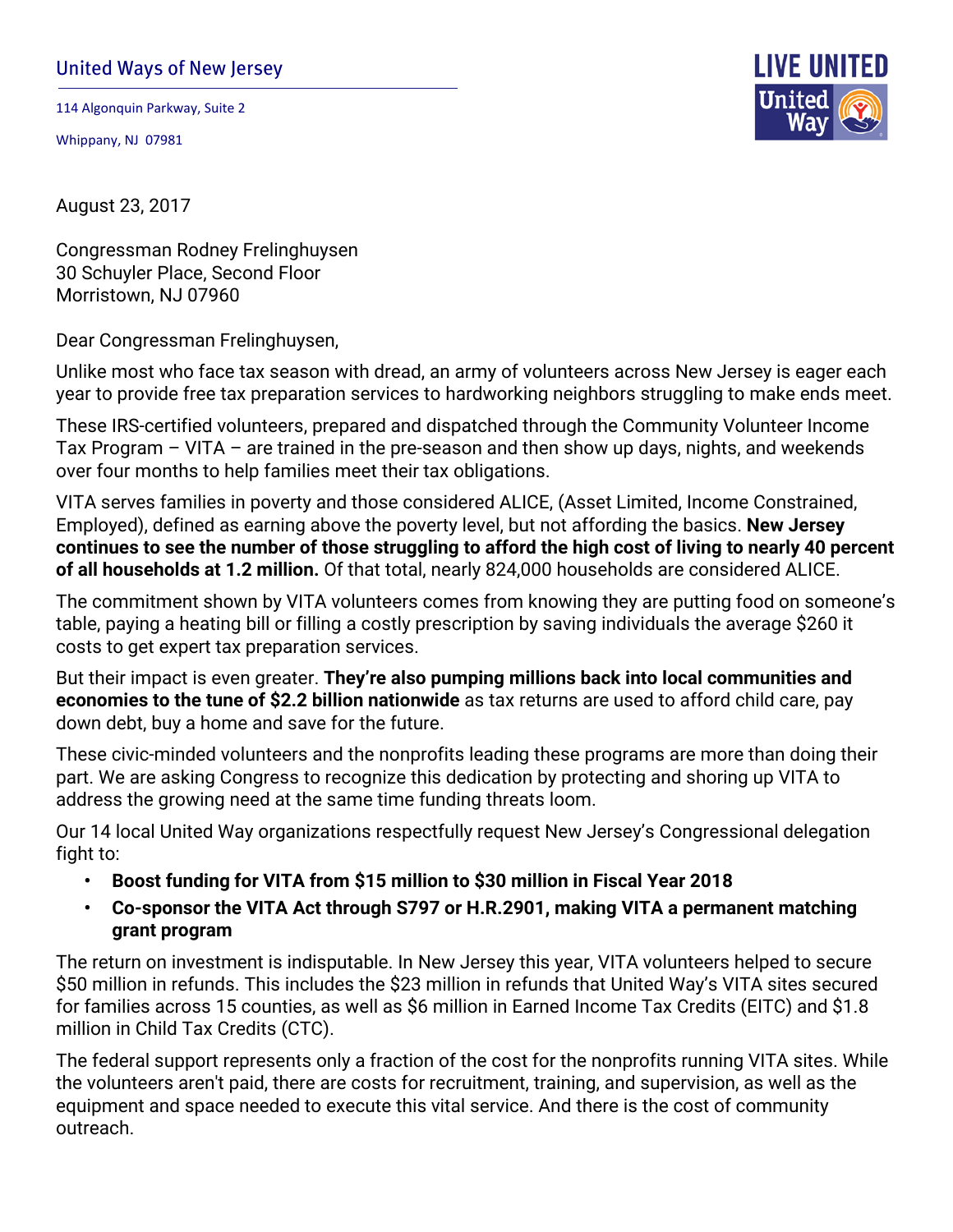United Ways of New Jersey

114 Algonquin Parkway, Suite 2

Whippany, NJ 07981

LIVE UNITED

August 23, 2017

Congressman Rodney Frelinghuysen
30 Schuyler Place, Second Floor
Morristown, NJ 07960

Dear Congressman Frelinghuysen,

Unlike most who face tax season with dread, an army of volunteers across New Jersey is eager each year to provide free tax preparation services to hardworking neighbors struggling to make ends meet.

These IRS-certified volunteers, prepared and dispatched through the Community Volunteer Income Tax Program – VITA – are trained in the pre-season and then show up days, nights, and weekends over four months to help families meet their tax obligations.

VITA serves families in poverty and those considered ALICE, (Asset Limited, Income Constrained, Employed), defined as earning above the poverty level, but not affording the basics. **New Jersey continues to see the number of those struggling to afford the high cost of living to nearly 40 percent of all households at 1.2 million.** Of that total, nearly 824,000 households are considered ALICE.

The commitment shown by VITA volunteers comes from knowing they are putting food on someone's table, paying a heating bill or filling a costly prescription by saving individuals the average $260 it costs to get expert tax preparation services.

But their impact is even greater. **They're also pumping millions back into local communities and economies to the tune of $2.2 billion nationwide** as tax returns are used to afford child care, pay down debt, buy a home and save for the future.

These civic-minded volunteers and the nonprofits leading these programs are more than doing their part. We are asking Congress to recognize this dedication by protecting and shoring up VITA to address the growing need at the same time funding threats loom.

Our 14 local United Way organizations respectfully request New Jersey's Congressional delegation fight to:

- **Boost funding for VITA from $15 million to $30 million in Fiscal Year 2018**
- **Co-sponsor the VITA Act through S797 or H.R.2901, making VITA a permanent matching grant program**

The return on investment is indisputable. In New Jersey this year, VITA volunteers helped to secure $50 million in refunds. This includes the $23 million in refunds that United Way's VITA sites secured for families across 15 counties, as well as $6 million in Earned Income Tax Credits (EITC) and $1.8 million in Child Tax Credits (CTC).

The federal support represents only a fraction of the cost for the nonprofits running VITA sites. While the volunteers aren't paid, there are costs for recruitment, training, and supervision, as well as the equipment and space needed to execute this vital service. And there is the cost of community outreach.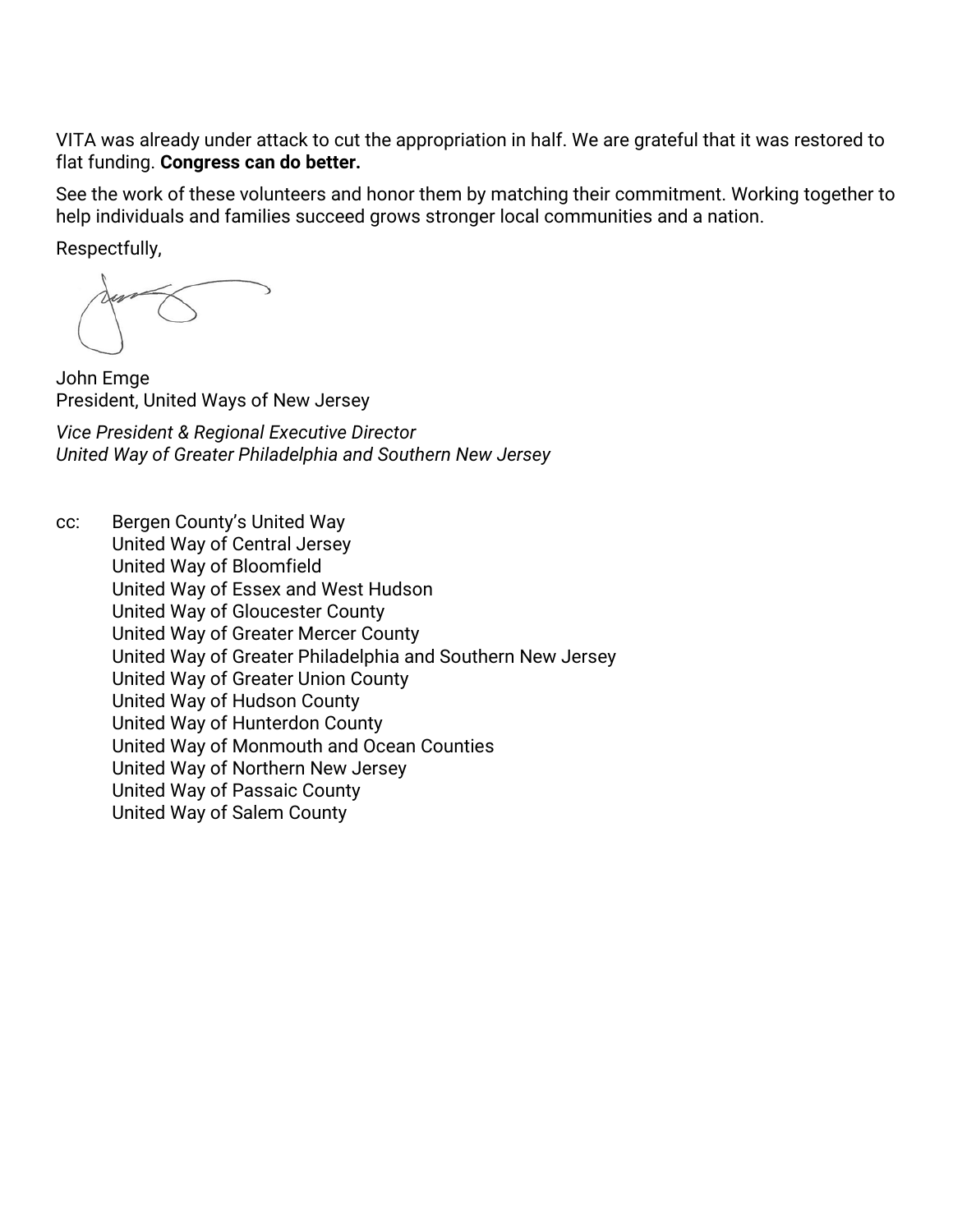VITA was already under attack to cut the appropriation in half. We are grateful that it was restored to flat funding. **Congress can do better.**

See the work of these volunteers and honor them by matching their commitment. Working together to help individuals and families succeed grows stronger local communities and a nation.

Respectfully,

John Emge
President, United Ways of New Jersey

*Vice President & Regional Executive Director*
*United Way of Greater Philadelphia and Southern New Jersey*

cc: Bergen County's United Way
United Way of Central Jersey
United Way of Bloomfield
United Way of Essex and West Hudson
United Way of Gloucester County
United Way of Greater Mercer County
United Way of Greater Philadelphia and Southern New Jersey
United Way of Greater Union County
United Way of Hudson County
United Way of Hunterdon County
United Way of Monmouth and Ocean Counties
United Way of Northern New Jersey
United Way of Passaic County
United Way of Salem County